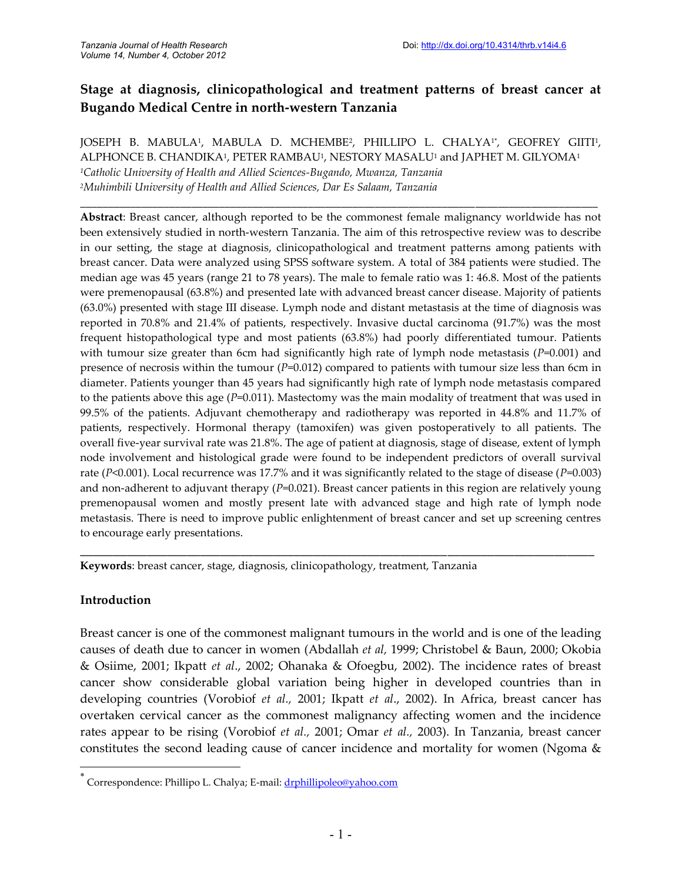# Stage at diagnosis, clinicopathological and treatment patterns of breast cancer at Bugando Medical Centre in north-western Tanzania

JOSEPH B. MABULA[1], MABULA D. MCHEMBE[2], PHILLIPO L. CHALYA[1*], GEOFREY GIITI[1], ALPHONCE B. CHANDIKA[1], PETER RAMBAU[1], NESTORY MASALU[1] and JAPHET M. GILYOMA[1]

[1]*Catholic University of Health and Allied Sciences-Bugando, Mwanza, Tanzania*
[2]*Muhimbili University of Health and Allied Sciences, Dar Es Salaam, Tanzania*

---

**Abstract**: Breast cancer, although reported to be the commonest female malignancy worldwide has not been extensively studied in north-western Tanzania. The aim of this retrospective review was to describe in our setting, the stage at diagnosis, clinicopathological and treatment patterns among patients with breast cancer. Data were analyzed using SPSS software system. A total of 384 patients were studied. The median age was 45 years (range 21 to 78 years). The male to female ratio was 1: 46.8. Most of the patients were premenopausal (63.8%) and presented late with advanced breast cancer disease. Majority of patients (63.0%) presented with stage III disease. Lymph node and distant metastasis at the time of diagnosis was reported in 70.8% and 21.4% of patients, respectively. Invasive ductal carcinoma (91.7%) was the most frequent histopathological type and most patients (63.8%) had poorly differentiated tumour. Patients with tumour size greater than 6cm had significantly high rate of lymph node metastasis (*P*=0.001) and presence of necrosis within the tumour (*P*=0.012) compared to patients with tumour size less than 6cm in diameter. Patients younger than 45 years had significantly high rate of lymph node metastasis compared to the patients above this age (*P*=0.011). Mastectomy was the main modality of treatment that was used in 99.5% of the patients. Adjuvant chemotherapy and radiotherapy was reported in 44.8% and 11.7% of patients, respectively. Hormonal therapy (tamoxifen) was given postoperatively to all patients. The overall five-year survival rate was 21.8%. The age of patient at diagnosis, stage of disease, extent of lymph node involvement and histological grade were found to be independent predictors of overall survival rate (*P*<0.001). Local recurrence was 17.7% and it was significantly related to the stage of disease (*P*=0.003) and non-adherent to adjuvant therapy (*P*=0.021). Breast cancer patients in this region are relatively young premenopausal women and mostly present late with advanced stage and high rate of lymph node metastasis. There is need to improve public enlightenment of breast cancer and set up screening centres to encourage early presentations.

---

**Keywords**: breast cancer, stage, diagnosis, clinicopathology, treatment, Tanzania

## Introduction

Breast cancer is one of the commonest malignant tumours in the world and is one of the leading causes of death due to cancer in women (Abdallah *et al,* 1999; Christobel & Baun, 2000; Okobia & Osiime, 2001; Ikpatt *et al*., 2002; Ohanaka & Ofoegbu, 2002). The incidence rates of breast cancer show considerable global variation being higher in developed countries than in developing countries (Vorobiof *et al.,* 2001; Ikpatt *et al*., 2002). In Africa, breast cancer has overtaken cervical cancer as the commonest malignancy affecting women and the incidence rates appear to be rising (Vorobiof *et al.,* 2001; Omar *et al.,* 2003). In Tanzania, breast cancer constitutes the second leading cause of cancer incidence and mortality for women (Ngoma &

---

[*] Correspondence: Phillipo L. Chalya; E-mail: drphillipoleo@yahoo.com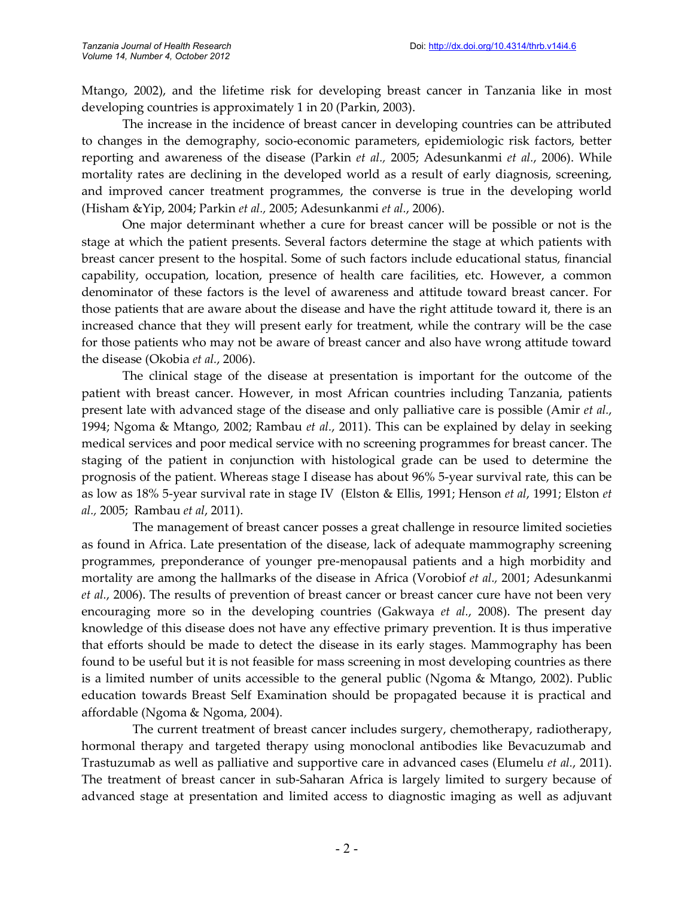Mtango, 2002), and the lifetime risk for developing breast cancer in Tanzania like in most developing countries is approximately 1 in 20 (Parkin, 2003).

The increase in the incidence of breast cancer in developing countries can be attributed to changes in the demography, socio-economic parameters, epidemiologic risk factors, better reporting and awareness of the disease (Parkin *et al.,* 2005; Adesunkanmi *et al.*, 2006). While mortality rates are declining in the developed world as a result of early diagnosis, screening, and improved cancer treatment programmes, the converse is true in the developing world (Hisham &Yip, 2004; Parkin *et al.,* 2005; Adesunkanmi *et al.*, 2006).

One major determinant whether a cure for breast cancer will be possible or not is the stage at which the patient presents. Several factors determine the stage at which patients with breast cancer present to the hospital. Some of such factors include educational status, financial capability, occupation, location, presence of health care facilities, etc. However, a common denominator of these factors is the level of awareness and attitude toward breast cancer. For those patients that are aware about the disease and have the right attitude toward it, there is an increased chance that they will present early for treatment, while the contrary will be the case for those patients who may not be aware of breast cancer and also have wrong attitude toward the disease (Okobia *et al.*, 2006).

The clinical stage of the disease at presentation is important for the outcome of the patient with breast cancer. However, in most African countries including Tanzania, patients present late with advanced stage of the disease and only palliative care is possible (Amir *et al.*, 1994; Ngoma & Mtango, 2002; Rambau *et al.*, 2011). This can be explained by delay in seeking medical services and poor medical service with no screening programmes for breast cancer. The staging of the patient in conjunction with histological grade can be used to determine the prognosis of the patient. Whereas stage I disease has about 96% 5-year survival rate, this can be as low as 18% 5-year survival rate in stage IV (Elston & Ellis, 1991; Henson *et al*, 1991; Elston *et al.,* 2005; Rambau *et al*, 2011).

The management of breast cancer posses a great challenge in resource limited societies as found in Africa. Late presentation of the disease, lack of adequate mammography screening programmes, preponderance of younger pre-menopausal patients and a high morbidity and mortality are among the hallmarks of the disease in Africa (Vorobiof *et al.,* 2001; Adesunkanmi *et al.*, 2006). The results of prevention of breast cancer or breast cancer cure have not been very encouraging more so in the developing countries (Gakwaya *et al.*, 2008). The present day knowledge of this disease does not have any effective primary prevention. It is thus imperative that efforts should be made to detect the disease in its early stages. Mammography has been found to be useful but it is not feasible for mass screening in most developing countries as there is a limited number of units accessible to the general public (Ngoma & Mtango, 2002). Public education towards Breast Self Examination should be propagated because it is practical and affordable (Ngoma & Ngoma, 2004).

The current treatment of breast cancer includes surgery, chemotherapy, radiotherapy, hormonal therapy and targeted therapy using monoclonal antibodies like Bevacuzumab and Trastuzumab as well as palliative and supportive care in advanced cases (Elumelu *et al.*, 2011). The treatment of breast cancer in sub-Saharan Africa is largely limited to surgery because of advanced stage at presentation and limited access to diagnostic imaging as well as adjuvant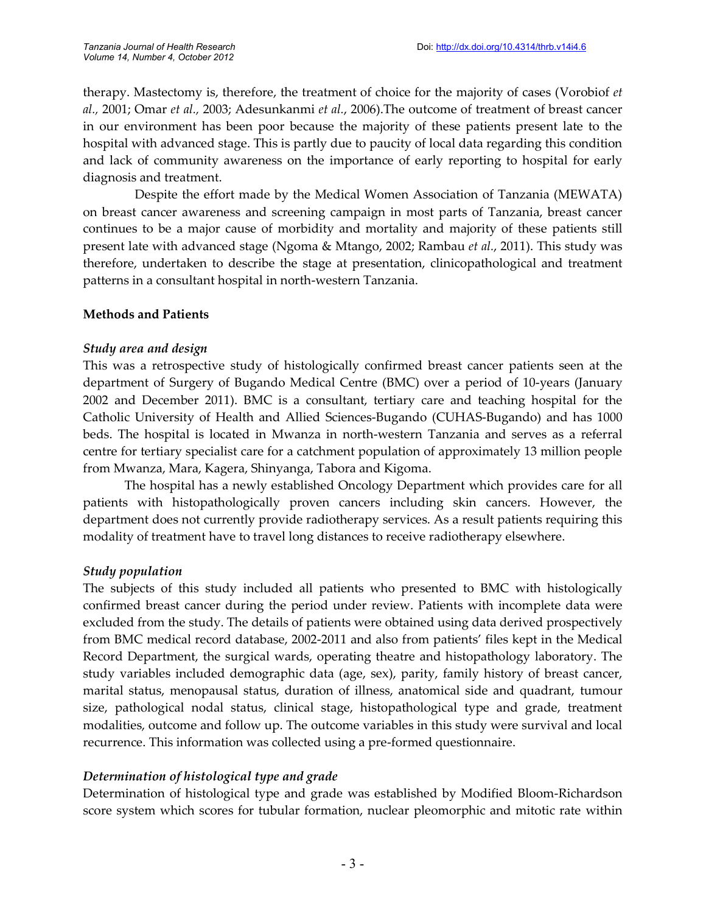therapy. Mastectomy is, therefore, the treatment of choice for the majority of cases (Vorobiof *et al.,* 2001; Omar *et al.,* 2003; Adesunkanmi *et al.*, 2006).The outcome of treatment of breast cancer in our environment has been poor because the majority of these patients present late to the hospital with advanced stage. This is partly due to paucity of local data regarding this condition and lack of community awareness on the importance of early reporting to hospital for early diagnosis and treatment.

Despite the effort made by the Medical Women Association of Tanzania (MEWATA) on breast cancer awareness and screening campaign in most parts of Tanzania, breast cancer continues to be a major cause of morbidity and mortality and majority of these patients still present late with advanced stage (Ngoma & Mtango, 2002; Rambau *et al.*, 2011). This study was therefore, undertaken to describe the stage at presentation, clinicopathological and treatment patterns in a consultant hospital in north-western Tanzania.

## Methods and Patients

### *Study area and design*

This was a retrospective study of histologically confirmed breast cancer patients seen at the department of Surgery of Bugando Medical Centre (BMC) over a period of 10-years (January 2002 and December 2011). BMC is a consultant, tertiary care and teaching hospital for the Catholic University of Health and Allied Sciences-Bugando (CUHAS-Bugando) and has 1000 beds. The hospital is located in Mwanza in north-western Tanzania and serves as a referral centre for tertiary specialist care for a catchment population of approximately 13 million people from Mwanza, Mara, Kagera, Shinyanga, Tabora and Kigoma.

The hospital has a newly established Oncology Department which provides care for all patients with histopathologically proven cancers including skin cancers. However, the department does not currently provide radiotherapy services. As a result patients requiring this modality of treatment have to travel long distances to receive radiotherapy elsewhere.

### *Study population*

The subjects of this study included all patients who presented to BMC with histologically confirmed breast cancer during the period under review. Patients with incomplete data were excluded from the study. The details of patients were obtained using data derived prospectively from BMC medical record database, 2002-2011 and also from patients' files kept in the Medical Record Department, the surgical wards, operating theatre and histopathology laboratory. The study variables included demographic data (age, sex), parity, family history of breast cancer, marital status, menopausal status, duration of illness, anatomical side and quadrant, tumour size, pathological nodal status, clinical stage, histopathological type and grade, treatment modalities, outcome and follow up. The outcome variables in this study were survival and local recurrence. This information was collected using a pre-formed questionnaire.

### *Determination of histological type and grade*

Determination of histological type and grade was established by Modified Bloom-Richardson score system which scores for tubular formation, nuclear pleomorphic and mitotic rate within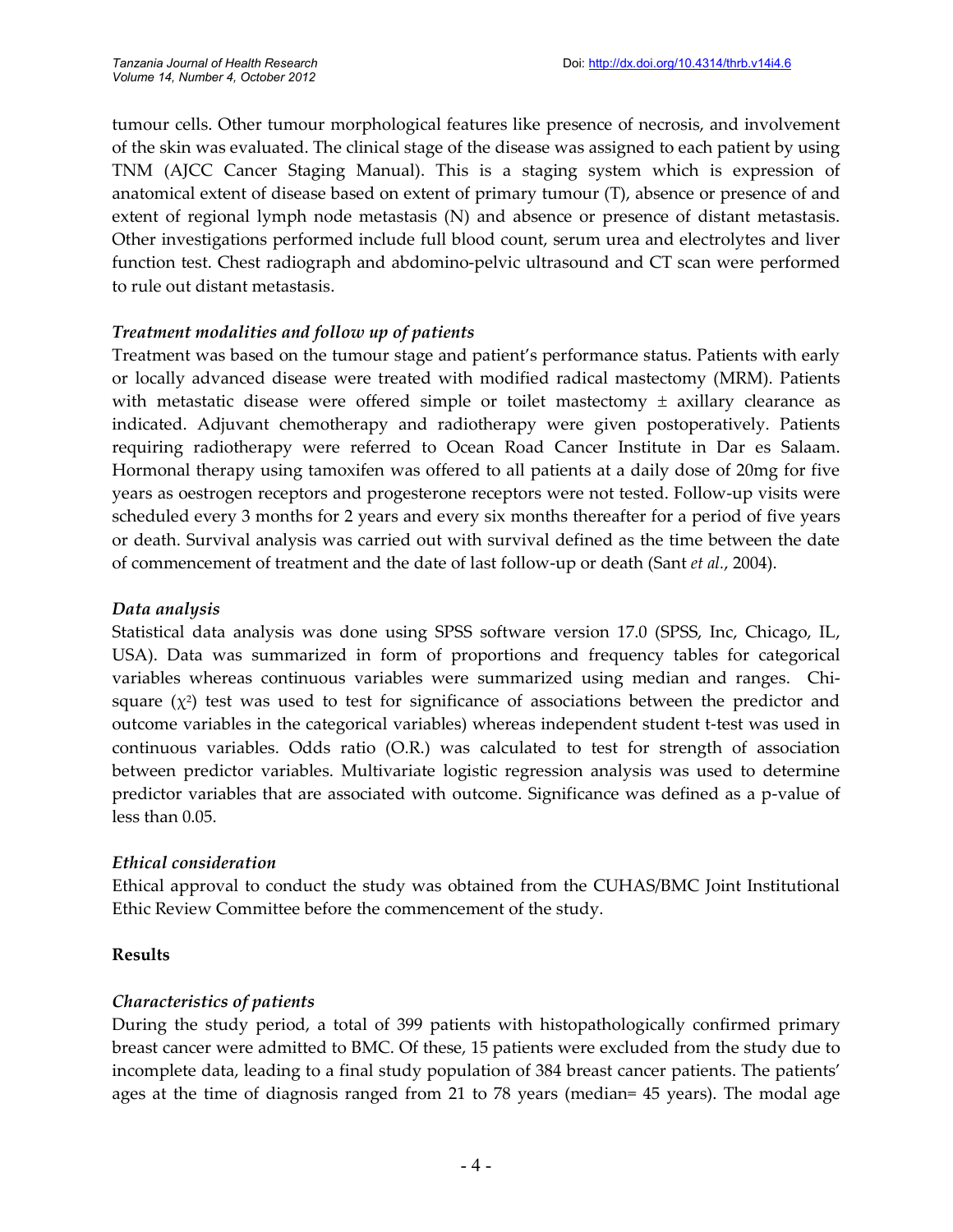tumour cells. Other tumour morphological features like presence of necrosis, and involvement of the skin was evaluated. The clinical stage of the disease was assigned to each patient by using TNM (AJCC Cancer Staging Manual). This is a staging system which is expression of anatomical extent of disease based on extent of primary tumour (T), absence or presence of and extent of regional lymph node metastasis (N) and absence or presence of distant metastasis. Other investigations performed include full blood count, serum urea and electrolytes and liver function test. Chest radiograph and abdomino-pelvic ultrasound and CT scan were performed to rule out distant metastasis.

### *Treatment modalities and follow up of patients*

Treatment was based on the tumour stage and patient's performance status. Patients with early or locally advanced disease were treated with modified radical mastectomy (MRM). Patients with metastatic disease were offered simple or toilet mastectomy ± axillary clearance as indicated. Adjuvant chemotherapy and radiotherapy were given postoperatively. Patients requiring radiotherapy were referred to Ocean Road Cancer Institute in Dar es Salaam. Hormonal therapy using tamoxifen was offered to all patients at a daily dose of 20mg for five years as oestrogen receptors and progesterone receptors were not tested. Follow-up visits were scheduled every 3 months for 2 years and every six months thereafter for a period of five years or death. Survival analysis was carried out with survival defined as the time between the date of commencement of treatment and the date of last follow-up or death (Sant *et al.*, 2004).

### *Data analysis*

Statistical data analysis was done using SPSS software version 17.0 (SPSS, Inc, Chicago, IL, USA). Data was summarized in form of proportions and frequency tables for categorical variables whereas continuous variables were summarized using median and ranges. Chi-square ($\chi^2$) test was used to test for significance of associations between the predictor and outcome variables in the categorical variables) whereas independent student t-test was used in continuous variables. Odds ratio (O.R.) was calculated to test for strength of association between predictor variables. Multivariate logistic regression analysis was used to determine predictor variables that are associated with outcome. Significance was defined as a p-value of less than 0.05.

### *Ethical consideration*

Ethical approval to conduct the study was obtained from the CUHAS/BMC Joint Institutional Ethic Review Committee before the commencement of the study.

## **Results**

### *Characteristics of patients*

During the study period, a total of 399 patients with histopathologically confirmed primary breast cancer were admitted to BMC. Of these, 15 patients were excluded from the study due to incomplete data, leading to a final study population of 384 breast cancer patients. The patients' ages at the time of diagnosis ranged from 21 to 78 years (median= 45 years). The modal age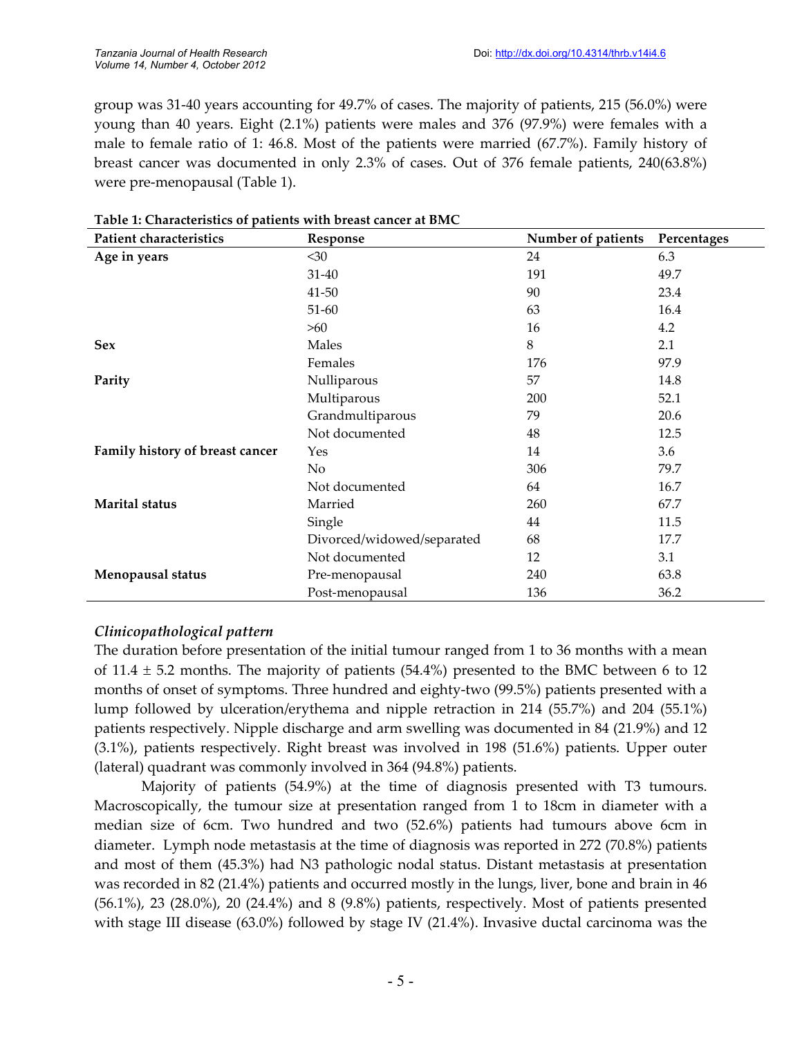group was 31-40 years accounting for 49.7% of cases. The majority of patients, 215 (56.0%) were young than 40 years. Eight (2.1%) patients were males and 376 (97.9%) were females with a male to female ratio of 1: 46.8. Most of the patients were married (67.7%). Family history of breast cancer was documented in only 2.3% of cases. Out of 376 female patients, 240(63.8%) were pre-menopausal (Table 1).

**Table 1: Characteristics of patients with breast cancer at BMC**

| Patient characteristics | Response | Number of patients | Percentages |
|---|---|---|---|
| **Age in years** | <30 | 24 | 6.3 |
| | 31-40 | 191 | 49.7 |
| | 41-50 | 90 | 23.4 |
| | 51-60 | 63 | 16.4 |
| | >60 | 16 | 4.2 |
| **Sex** | Males | 8 | 2.1 |
| | Females | 176 | 97.9 |
| **Parity** | Nulliparous | 57 | 14.8 |
| | Multiparous | 200 | 52.1 |
| | Grandmultiparous | 79 | 20.6 |
| | Not documented | 48 | 12.5 |
| **Family history of breast cancer** | Yes | 14 | 3.6 |
| | No | 306 | 79.7 |
| | Not documented | 64 | 16.7 |
| **Marital status** | Married | 260 | 67.7 |
| | Single | 44 | 11.5 |
| | Divorced/widowed/separated | 68 | 17.7 |
| | Not documented | 12 | 3.1 |
| **Menopausal status** | Pre-menopausal | 240 | 63.8 |
| | Post-menopausal | 136 | 36.2 |

### *Clinicopathological pattern*

The duration before presentation of the initial tumour ranged from 1 to 36 months with a mean of 11.4 ± 5.2 months. The majority of patients (54.4%) presented to the BMC between 6 to 12 months of onset of symptoms. Three hundred and eighty-two (99.5%) patients presented with a lump followed by ulceration/erythema and nipple retraction in 214 (55.7%) and 204 (55.1%) patients respectively. Nipple discharge and arm swelling was documented in 84 (21.9%) and 12 (3.1%), patients respectively. Right breast was involved in 198 (51.6%) patients. Upper outer (lateral) quadrant was commonly involved in 364 (94.8%) patients.

Majority of patients (54.9%) at the time of diagnosis presented with T3 tumours. Macroscopically, the tumour size at presentation ranged from 1 to 18cm in diameter with a median size of 6cm. Two hundred and two (52.6%) patients had tumours above 6cm in diameter. Lymph node metastasis at the time of diagnosis was reported in 272 (70.8%) patients and most of them (45.3%) had N3 pathologic nodal status. Distant metastasis at presentation was recorded in 82 (21.4%) patients and occurred mostly in the lungs, liver, bone and brain in 46 (56.1%), 23 (28.0%), 20 (24.4%) and 8 (9.8%) patients, respectively. Most of patients presented with stage III disease (63.0%) followed by stage IV (21.4%). Invasive ductal carcinoma was the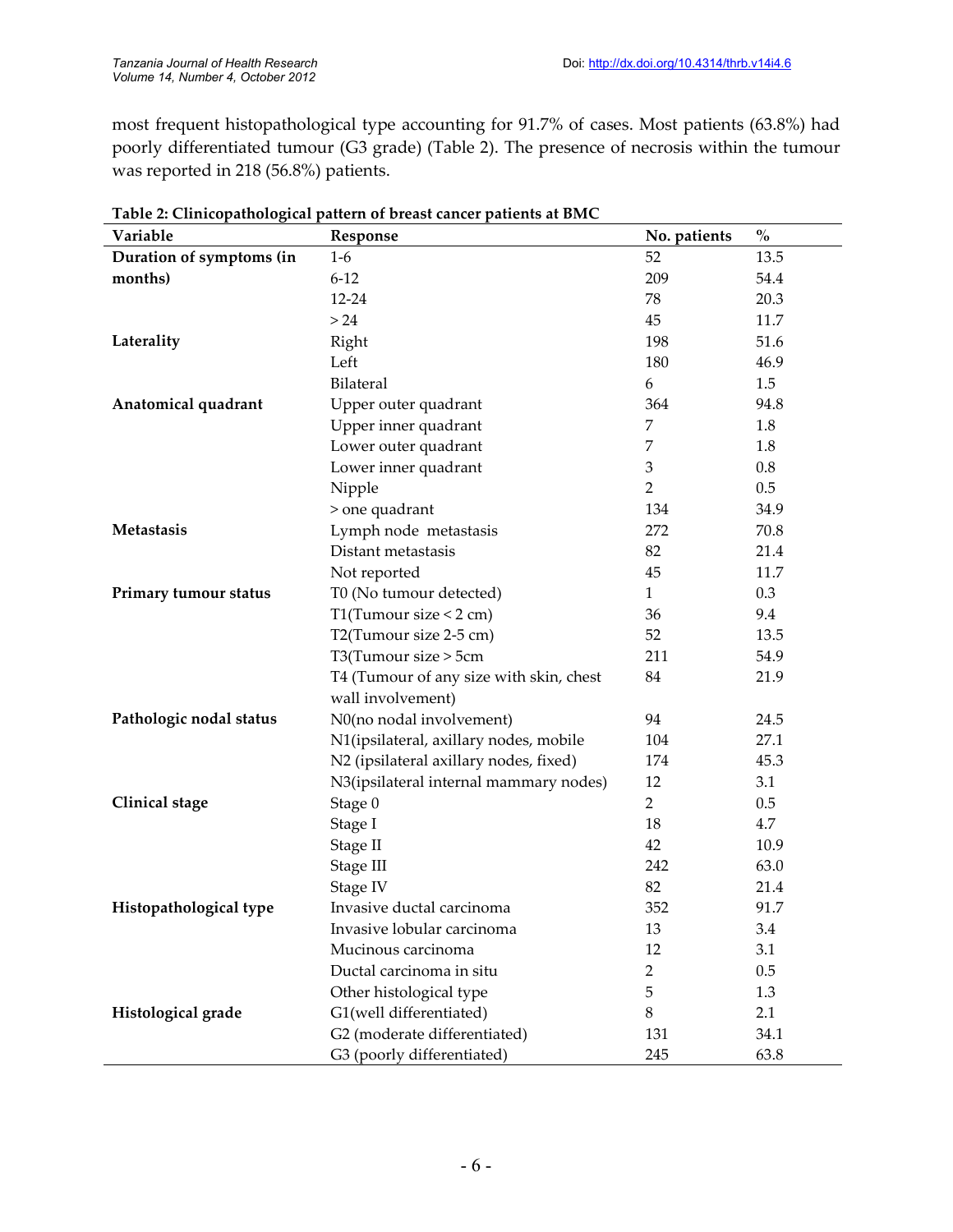most frequent histopathological type accounting for 91.7% of cases. Most patients (63.8%) had poorly differentiated tumour (G3 grade) (Table 2). The presence of necrosis within the tumour was reported in 218 (56.8%) patients.

**Table 2: Clinicopathological pattern of breast cancer patients at BMC**

| Variable | Response | No. patients | % |
|---|---|---|---|
| **Duration of symptoms (in months)** | 1-6 | 52 | 13.5 |
| | 6-12 | 209 | 54.4 |
| | 12-24 | 78 | 20.3 |
| | > 24 | 45 | 11.7 |
| **Laterality** | Right | 198 | 51.6 |
| | Left | 180 | 46.9 |
| | Bilateral | 6 | 1.5 |
| **Anatomical quadrant** | Upper outer quadrant | 364 | 94.8 |
| | Upper inner quadrant | 7 | 1.8 |
| | Lower outer quadrant | 7 | 1.8 |
| | Lower inner quadrant | 3 | 0.8 |
| | Nipple | 2 | 0.5 |
| | > one quadrant | 134 | 34.9 |
| **Metastasis** | Lymph node metastasis | 272 | 70.8 |
| | Distant metastasis | 82 | 21.4 |
| | Not reported | 45 | 11.7 |
| **Primary tumour status** | T0 (No tumour detected) | 1 | 0.3 |
| | T1(Tumour size < 2 cm) | 36 | 9.4 |
| | T2(Tumour size 2-5 cm) | 52 | 13.5 |
| | T3(Tumour size > 5cm | 211 | 54.9 |
| | T4 (Tumour of any size with skin, chest wall involvement) | 84 | 21.9 |
| **Pathologic nodal status** | N0(no nodal involvement) | 94 | 24.5 |
| | N1(ipsilateral, axillary nodes, mobile | 104 | 27.1 |
| | N2 (ipsilateral axillary nodes, fixed) | 174 | 45.3 |
| | N3(ipsilateral internal mammary nodes) | 12 | 3.1 |
| **Clinical stage** | Stage 0 | 2 | 0.5 |
| | Stage I | 18 | 4.7 |
| | Stage II | 42 | 10.9 |
| | Stage III | 242 | 63.0 |
| | Stage IV | 82 | 21.4 |
| **Histopathological type** | Invasive ductal carcinoma | 352 | 91.7 |
| | Invasive lobular carcinoma | 13 | 3.4 |
| | Mucinous carcinoma | 12 | 3.1 |
| | Ductal carcinoma in situ | 2 | 0.5 |
| | Other histological type | 5 | 1.3 |
| **Histological grade** | G1(well differentiated) | 8 | 2.1 |
| | G2 (moderate differentiated) | 131 | 34.1 |
| | G3 (poorly differentiated) | 245 | 63.8 |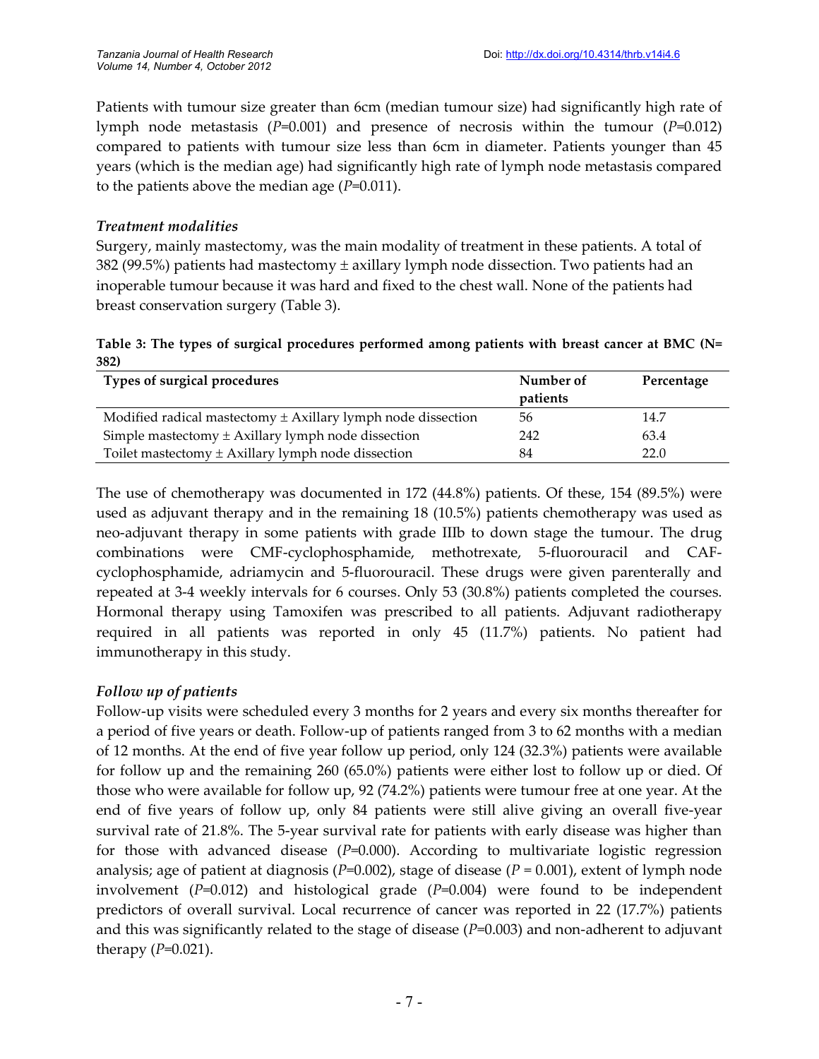Patients with tumour size greater than 6cm (median tumour size) had significantly high rate of lymph node metastasis (*P*=0.001) and presence of necrosis within the tumour (*P*=0.012) compared to patients with tumour size less than 6cm in diameter. Patients younger than 45 years (which is the median age) had significantly high rate of lymph node metastasis compared to the patients above the median age (*P*=0.011).

### *Treatment modalities*

Surgery, mainly mastectomy, was the main modality of treatment in these patients. A total of 382 (99.5%) patients had mastectomy ± axillary lymph node dissection. Two patients had an inoperable tumour because it was hard and fixed to the chest wall. None of the patients had breast conservation surgery (Table 3).

**Table 3: The types of surgical procedures performed among patients with breast cancer at BMC (N= 382)**

| Types of surgical procedures | Number of patients | Percentage |
|---|---|---|
| Modified radical mastectomy ± Axillary lymph node dissection | 56 | 14.7 |
| Simple mastectomy ± Axillary lymph node dissection | 242 | 63.4 |
| Toilet mastectomy ± Axillary lymph node dissection | 84 | 22.0 |

The use of chemotherapy was documented in 172 (44.8%) patients. Of these, 154 (89.5%) were used as adjuvant therapy and in the remaining 18 (10.5%) patients chemotherapy was used as neo-adjuvant therapy in some patients with grade IIIb to down stage the tumour. The drug combinations were CMF-cyclophosphamide, methotrexate, 5-fluorouracil and CAF-cyclophosphamide, adriamycin and 5-fluorouracil. These drugs were given parenterally and repeated at 3-4 weekly intervals for 6 courses. Only 53 (30.8%) patients completed the courses. Hormonal therapy using Tamoxifen was prescribed to all patients. Adjuvant radiotherapy required in all patients was reported in only 45 (11.7%) patients. No patient had immunotherapy in this study.

### *Follow up of patients*

Follow-up visits were scheduled every 3 months for 2 years and every six months thereafter for a period of five years or death. Follow-up of patients ranged from 3 to 62 months with a median of 12 months. At the end of five year follow up period, only 124 (32.3%) patients were available for follow up and the remaining 260 (65.0%) patients were either lost to follow up or died. Of those who were available for follow up, 92 (74.2%) patients were tumour free at one year. At the end of five years of follow up, only 84 patients were still alive giving an overall five-year survival rate of 21.8%. The 5-year survival rate for patients with early disease was higher than for those with advanced disease (*P*=0.000). According to multivariate logistic regression analysis; age of patient at diagnosis (*P*=0.002), stage of disease (*P* = 0.001), extent of lymph node involvement (*P*=0.012) and histological grade (*P*=0.004) were found to be independent predictors of overall survival. Local recurrence of cancer was reported in 22 (17.7%) patients and this was significantly related to the stage of disease (*P*=0.003) and non-adherent to adjuvant therapy (*P*=0.021).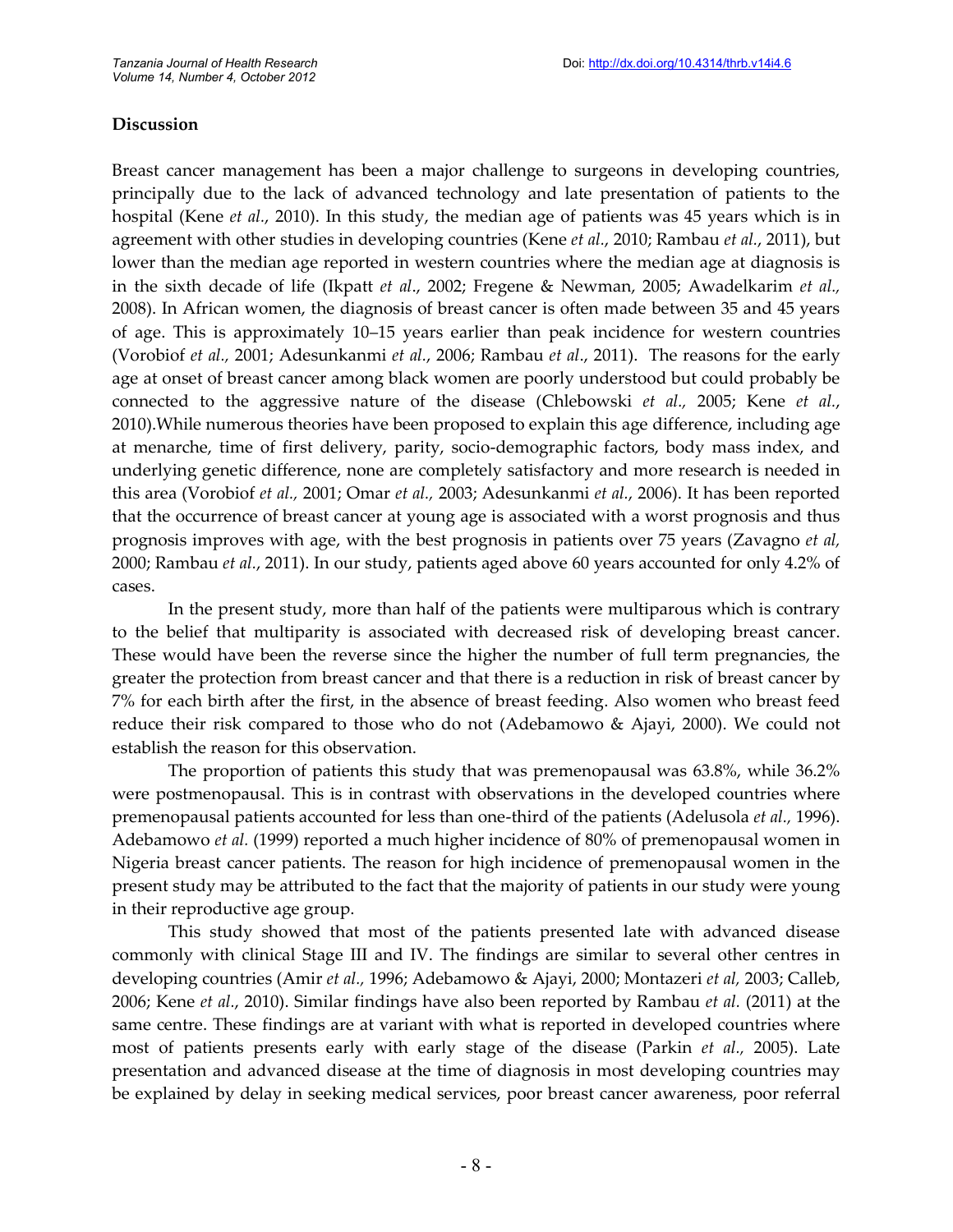## Discussion

Breast cancer management has been a major challenge to surgeons in developing countries, principally due to the lack of advanced technology and late presentation of patients to the hospital (Kene *et al.*, 2010). In this study, the median age of patients was 45 years which is in agreement with other studies in developing countries (Kene *et al.*, 2010; Rambau *et al.*, 2011), but lower than the median age reported in western countries where the median age at diagnosis is in the sixth decade of life (Ikpatt *et al*., 2002; Fregene & Newman, 2005; Awadelkarim *et al.,* 2008). In African women, the diagnosis of breast cancer is often made between 35 and 45 years of age. This is approximately 10–15 years earlier than peak incidence for western countries (Vorobiof *et al.,* 2001; Adesunkanmi *et al*., 2006; Rambau *et al*., 2011). The reasons for the early age at onset of breast cancer among black women are poorly understood but could probably be connected to the aggressive nature of the disease (Chlebowski *et al.,* 2005; Kene *et al.*, 2010).While numerous theories have been proposed to explain this age difference, including age at menarche, time of first delivery, parity, socio-demographic factors, body mass index, and underlying genetic difference, none are completely satisfactory and more research is needed in this area (Vorobiof *et al.,* 2001; Omar *et al.,* 2003; Adesunkanmi *et al.*, 2006). It has been reported that the occurrence of breast cancer at young age is associated with a worst prognosis and thus prognosis improves with age, with the best prognosis in patients over 75 years (Zavagno *et al,* 2000; Rambau *et al*., 2011). In our study, patients aged above 60 years accounted for only 4.2% of cases.

In the present study, more than half of the patients were multiparous which is contrary to the belief that multiparity is associated with decreased risk of developing breast cancer. These would have been the reverse since the higher the number of full term pregnancies, the greater the protection from breast cancer and that there is a reduction in risk of breast cancer by 7% for each birth after the first, in the absence of breast feeding. Also women who breast feed reduce their risk compared to those who do not (Adebamowo & Ajayi, 2000). We could not establish the reason for this observation.

The proportion of patients this study that was premenopausal was 63.8%, while 36.2% were postmenopausal. This is in contrast with observations in the developed countries where premenopausal patients accounted for less than one-third of the patients (Adelusola *et al.,* 1996). Adebamowo *et al.* (1999) reported a much higher incidence of 80% of premenopausal women in Nigeria breast cancer patients. The reason for high incidence of premenopausal women in the present study may be attributed to the fact that the majority of patients in our study were young in their reproductive age group.

This study showed that most of the patients presented late with advanced disease commonly with clinical Stage III and IV. The findings are similar to several other centres in developing countries (Amir *et al.,* 1996; Adebamowo & Ajayi, 2000; Montazeri *et al,* 2003; Calleb, 2006; Kene *et al*., 2010). Similar findings have also been reported by Rambau *et al.* (2011) at the same centre. These findings are at variant with what is reported in developed countries where most of patients presents early with early stage of the disease (Parkin *et al.,* 2005). Late presentation and advanced disease at the time of diagnosis in most developing countries may be explained by delay in seeking medical services, poor breast cancer awareness, poor referral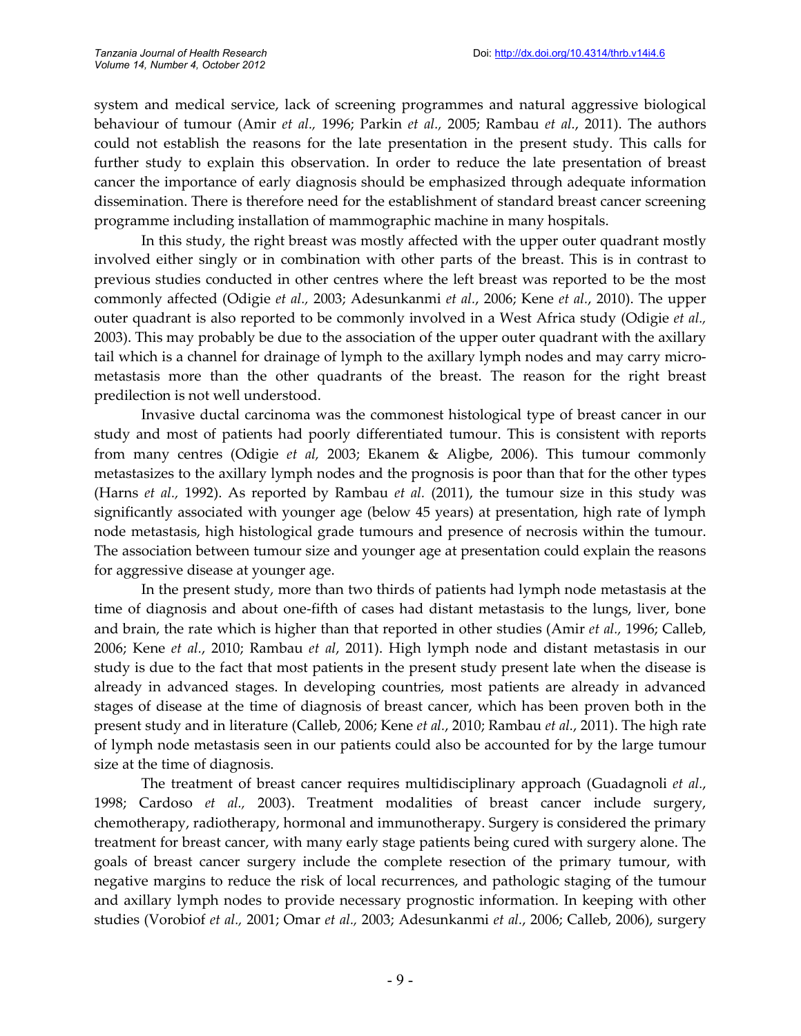system and medical service, lack of screening programmes and natural aggressive biological behaviour of tumour (Amir *et al.,* 1996; Parkin *et al.,* 2005; Rambau *et al.*, 2011). The authors could not establish the reasons for the late presentation in the present study. This calls for further study to explain this observation. In order to reduce the late presentation of breast cancer the importance of early diagnosis should be emphasized through adequate information dissemination. There is therefore need for the establishment of standard breast cancer screening programme including installation of mammographic machine in many hospitals.

In this study, the right breast was mostly affected with the upper outer quadrant mostly involved either singly or in combination with other parts of the breast. This is in contrast to previous studies conducted in other centres where the left breast was reported to be the most commonly affected (Odigie *et al.,* 2003; Adesunkanmi *et al.*, 2006; Kene *et al.*, 2010). The upper outer quadrant is also reported to be commonly involved in a West Africa study (Odigie *et al.,* 2003). This may probably be due to the association of the upper outer quadrant with the axillary tail which is a channel for drainage of lymph to the axillary lymph nodes and may carry micro-metastasis more than the other quadrants of the breast. The reason for the right breast predilection is not well understood.

Invasive ductal carcinoma was the commonest histological type of breast cancer in our study and most of patients had poorly differentiated tumour. This is consistent with reports from many centres (Odigie *et al,* 2003; Ekanem & Aligbe, 2006). This tumour commonly metastasizes to the axillary lymph nodes and the prognosis is poor than that for the other types (Harns *et al.,* 1992). As reported by Rambau *et al.* (2011), the tumour size in this study was significantly associated with younger age (below 45 years) at presentation, high rate of lymph node metastasis, high histological grade tumours and presence of necrosis within the tumour. The association between tumour size and younger age at presentation could explain the reasons for aggressive disease at younger age.

In the present study, more than two thirds of patients had lymph node metastasis at the time of diagnosis and about one-fifth of cases had distant metastasis to the lungs, liver, bone and brain, the rate which is higher than that reported in other studies (Amir *et al.,* 1996; Calleb, 2006; Kene *et al.*, 2010; Rambau *et al*, 2011). High lymph node and distant metastasis in our study is due to the fact that most patients in the present study present late when the disease is already in advanced stages. In developing countries, most patients are already in advanced stages of disease at the time of diagnosis of breast cancer, which has been proven both in the present study and in literature (Calleb, 2006; Kene *et al.*, 2010; Rambau *et al.*, 2011). The high rate of lymph node metastasis seen in our patients could also be accounted for by the large tumour size at the time of diagnosis.

The treatment of breast cancer requires multidisciplinary approach (Guadagnoli *et al.*, 1998; Cardoso *et al.,* 2003). Treatment modalities of breast cancer include surgery, chemotherapy, radiotherapy, hormonal and immunotherapy. Surgery is considered the primary treatment for breast cancer, with many early stage patients being cured with surgery alone. The goals of breast cancer surgery include the complete resection of the primary tumour, with negative margins to reduce the risk of local recurrences, and pathologic staging of the tumour and axillary lymph nodes to provide necessary prognostic information. In keeping with other studies (Vorobiof *et al.,* 2001; Omar *et al.,* 2003; Adesunkanmi *et al.*, 2006; Calleb, 2006), surgery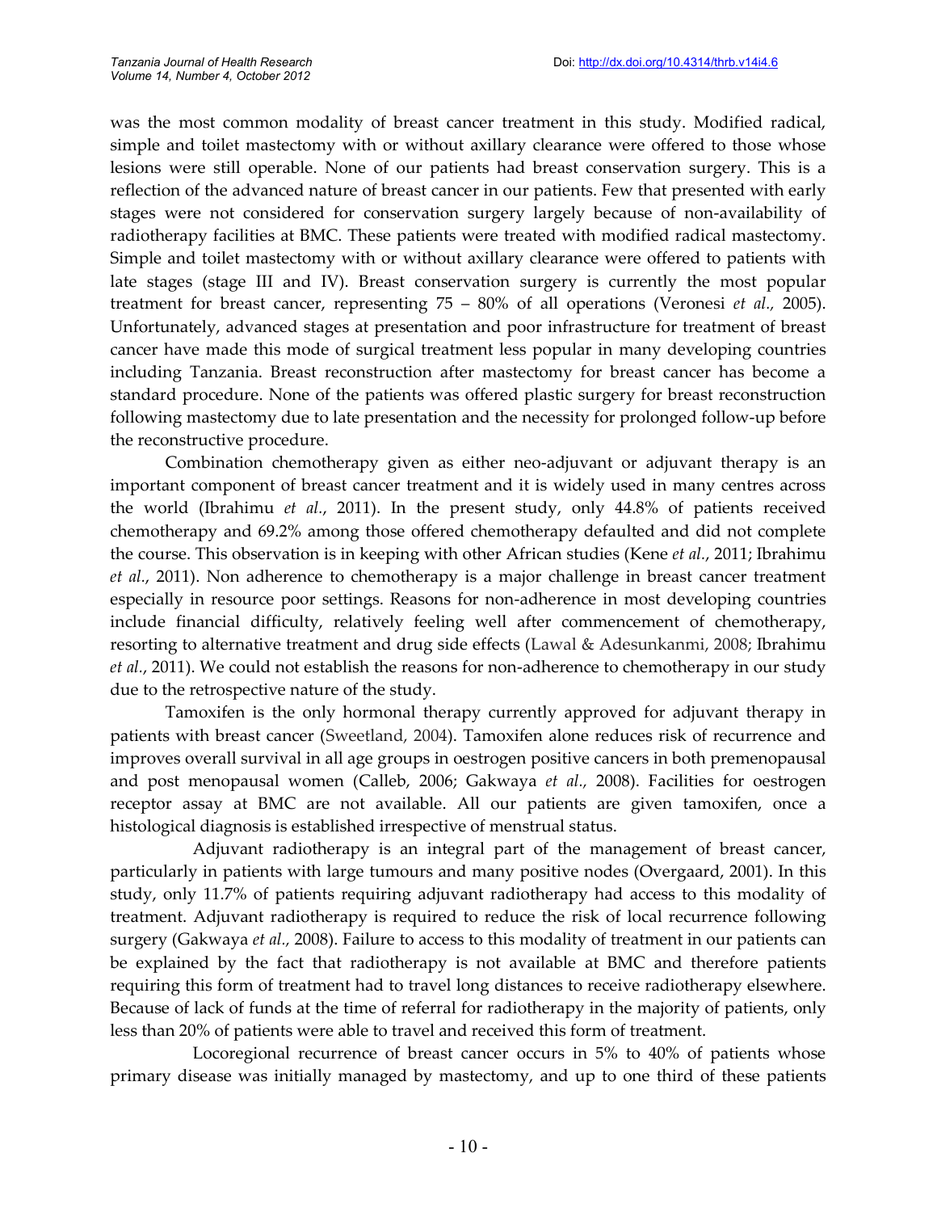was the most common modality of breast cancer treatment in this study. Modified radical, simple and toilet mastectomy with or without axillary clearance were offered to those whose lesions were still operable. None of our patients had breast conservation surgery. This is a reflection of the advanced nature of breast cancer in our patients. Few that presented with early stages were not considered for conservation surgery largely because of non-availability of radiotherapy facilities at BMC. These patients were treated with modified radical mastectomy. Simple and toilet mastectomy with or without axillary clearance were offered to patients with late stages (stage III and IV). Breast conservation surgery is currently the most popular treatment for breast cancer, representing 75 – 80% of all operations (Veronesi *et al.,* 2005). Unfortunately, advanced stages at presentation and poor infrastructure for treatment of breast cancer have made this mode of surgical treatment less popular in many developing countries including Tanzania. Breast reconstruction after mastectomy for breast cancer has become a standard procedure. None of the patients was offered plastic surgery for breast reconstruction following mastectomy due to late presentation and the necessity for prolonged follow-up before the reconstructive procedure.

Combination chemotherapy given as either neo-adjuvant or adjuvant therapy is an important component of breast cancer treatment and it is widely used in many centres across the world (Ibrahimu *et al*., 2011). In the present study, only 44.8% of patients received chemotherapy and 69.2% among those offered chemotherapy defaulted and did not complete the course. This observation is in keeping with other African studies (Kene *et al*., 2011; Ibrahimu *et al*., 2011). Non adherence to chemotherapy is a major challenge in breast cancer treatment especially in resource poor settings. Reasons for non-adherence in most developing countries include financial difficulty, relatively feeling well after commencement of chemotherapy, resorting to alternative treatment and drug side effects (Lawal & Adesunkanmi, 2008; Ibrahimu *et al*., 2011). We could not establish the reasons for non-adherence to chemotherapy in our study due to the retrospective nature of the study.

Tamoxifen is the only hormonal therapy currently approved for adjuvant therapy in patients with breast cancer (Sweetland, 2004). Tamoxifen alone reduces risk of recurrence and improves overall survival in all age groups in oestrogen positive cancers in both premenopausal and post menopausal women (Calleb, 2006; Gakwaya *et al.,* 2008). Facilities for oestrogen receptor assay at BMC are not available. All our patients are given tamoxifen, once a histological diagnosis is established irrespective of menstrual status.

Adjuvant radiotherapy is an integral part of the management of breast cancer, particularly in patients with large tumours and many positive nodes (Overgaard, 2001). In this study, only 11.7% of patients requiring adjuvant radiotherapy had access to this modality of treatment. Adjuvant radiotherapy is required to reduce the risk of local recurrence following surgery (Gakwaya *et al.,* 2008). Failure to access to this modality of treatment in our patients can be explained by the fact that radiotherapy is not available at BMC and therefore patients requiring this form of treatment had to travel long distances to receive radiotherapy elsewhere. Because of lack of funds at the time of referral for radiotherapy in the majority of patients, only less than 20% of patients were able to travel and received this form of treatment.

Locoregional recurrence of breast cancer occurs in 5% to 40% of patients whose primary disease was initially managed by mastectomy, and up to one third of these patients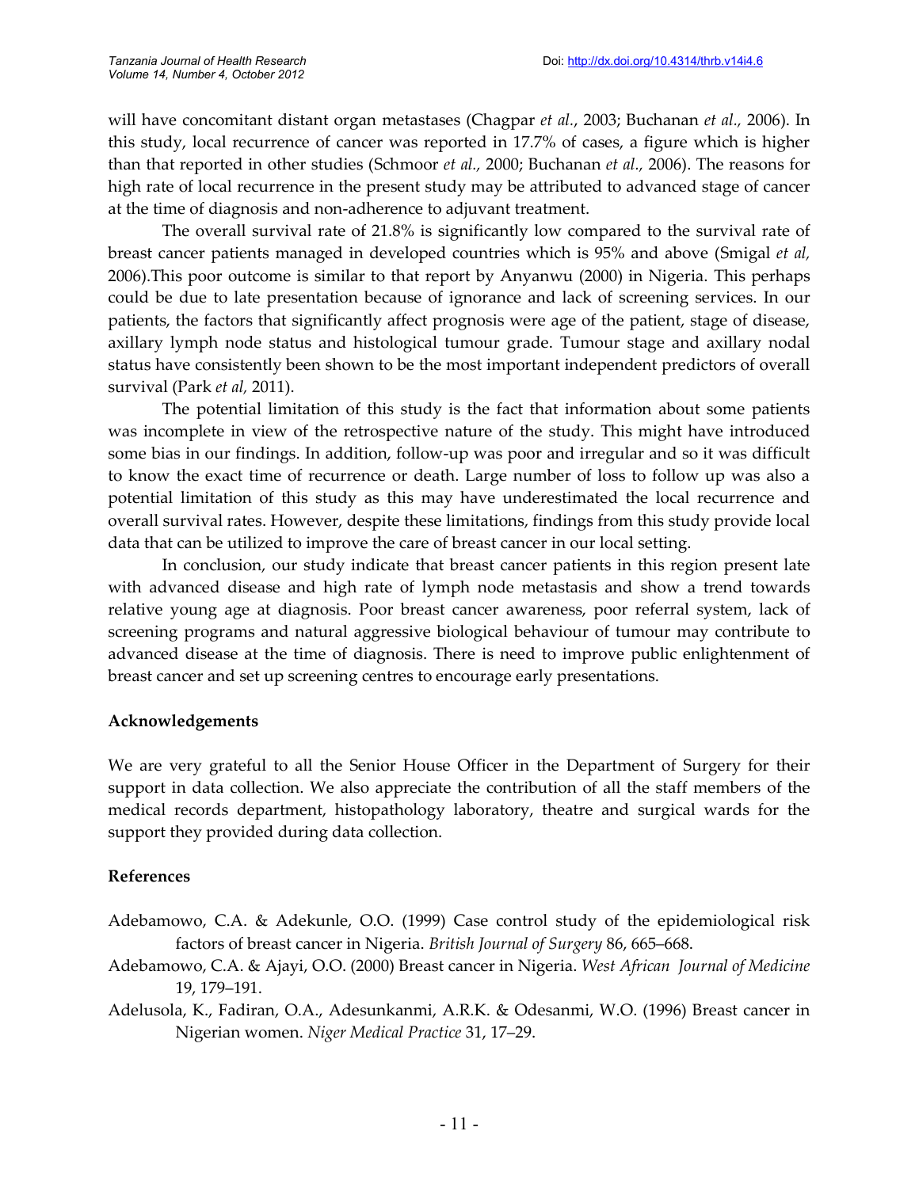will have concomitant distant organ metastases (Chagpar *et al.*, 2003; Buchanan *et al.*, 2006). In this study, local recurrence of cancer was reported in 17.7% of cases, a figure which is higher than that reported in other studies (Schmoor *et al.*, 2000; Buchanan *et al.*, 2006). The reasons for high rate of local recurrence in the present study may be attributed to advanced stage of cancer at the time of diagnosis and non-adherence to adjuvant treatment.

The overall survival rate of 21.8% is significantly low compared to the survival rate of breast cancer patients managed in developed countries which is 95% and above (Smigal *et al,* 2006).This poor outcome is similar to that report by Anyanwu (2000) in Nigeria. This perhaps could be due to late presentation because of ignorance and lack of screening services. In our patients, the factors that significantly affect prognosis were age of the patient, stage of disease, axillary lymph node status and histological tumour grade. Tumour stage and axillary nodal status have consistently been shown to be the most important independent predictors of overall survival (Park *et al,* 2011).

The potential limitation of this study is the fact that information about some patients was incomplete in view of the retrospective nature of the study. This might have introduced some bias in our findings. In addition, follow-up was poor and irregular and so it was difficult to know the exact time of recurrence or death. Large number of loss to follow up was also a potential limitation of this study as this may have underestimated the local recurrence and overall survival rates. However, despite these limitations, findings from this study provide local data that can be utilized to improve the care of breast cancer in our local setting.

In conclusion, our study indicate that breast cancer patients in this region present late with advanced disease and high rate of lymph node metastasis and show a trend towards relative young age at diagnosis. Poor breast cancer awareness, poor referral system, lack of screening programs and natural aggressive biological behaviour of tumour may contribute to advanced disease at the time of diagnosis. There is need to improve public enlightenment of breast cancer and set up screening centres to encourage early presentations.

## Acknowledgements

We are very grateful to all the Senior House Officer in the Department of Surgery for their support in data collection. We also appreciate the contribution of all the staff members of the medical records department, histopathology laboratory, theatre and surgical wards for the support they provided during data collection.

## References

Adebamowo, C.A. & Adekunle, O.O. (1999) Case control study of the epidemiological risk factors of breast cancer in Nigeria. *British Journal of Surgery* 86, 665–668.

Adebamowo, C.A. & Ajayi, O.O. (2000) Breast cancer in Nigeria. *West African Journal of Medicine* 19, 179–191.

Adelusola, K., Fadiran, O.A., Adesunkanmi, A.R.K. & Odesanmi, W.O. (1996) Breast cancer in Nigerian women. *Niger Medical Practice* 31, 17–29.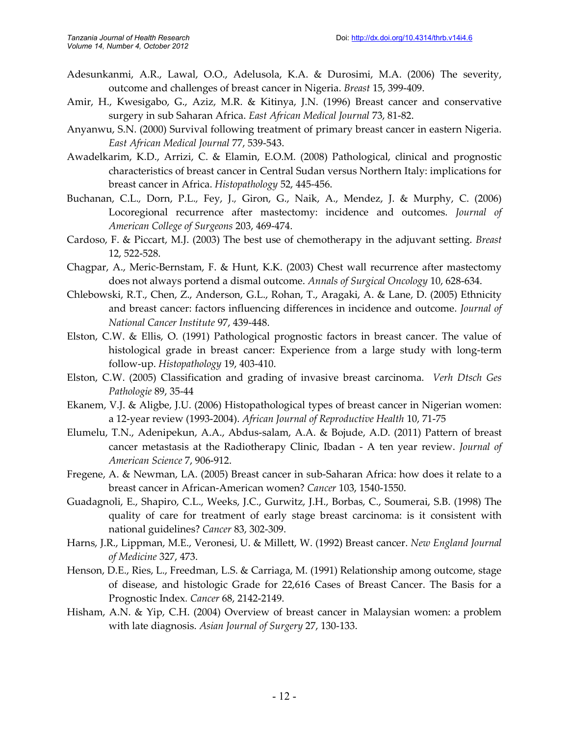Adesunkanmi, A.R., Lawal, O.O., Adelusola, K.A. & Durosimi, M.A. (2006) The severity, outcome and challenges of breast cancer in Nigeria. *Breast* 15, 399-409.

Amir, H., Kwesigabo, G., Aziz, M.R. & Kitinya, J.N. (1996) Breast cancer and conservative surgery in sub Saharan Africa. *East African Medical Journal* 73, 81-82.

Anyanwu, S.N. (2000) Survival following treatment of primary breast cancer in eastern Nigeria. *East African Medical Journal* 77, 539-543.

Awadelkarim, K.D., Arrizi, C. & Elamin, E.O.M. (2008) Pathological, clinical and prognostic characteristics of breast cancer in Central Sudan versus Northern Italy: implications for breast cancer in Africa. *Histopathology* 52, 445-456.

Buchanan, C.L., Dorn, P.L., Fey, J., Giron, G., Naik, A., Mendez, J. & Murphy, C. (2006) Locoregional recurrence after mastectomy: incidence and outcomes. *Journal of American College of Surgeons* 203, 469-474.

Cardoso, F. & Piccart, M.J. (2003) The best use of chemotherapy in the adjuvant setting. *Breast* 12, 522-528.

Chagpar, A., Meric-Bernstam, F. & Hunt, K.K. (2003) Chest wall recurrence after mastectomy does not always portend a dismal outcome. *Annals of Surgical Oncology* 10, 628-634.

Chlebowski, R.T., Chen, Z., Anderson, G.L., Rohan, T., Aragaki, A. & Lane, D. (2005) Ethnicity and breast cancer: factors influencing differences in incidence and outcome. *Journal of National Cancer Institute* 97, 439-448.

Elston, C.W. & Ellis, O. (1991) Pathological prognostic factors in breast cancer. The value of histological grade in breast cancer: Experience from a large study with long-term follow-up. *Histopathology* 19, 403-410.

Elston, C.W. (2005) Classification and grading of invasive breast carcinoma. *Verh Dtsch Ges Pathologie* 89, 35-44

Ekanem, V.J. & Aligbe, J.U. (2006) Histopathological types of breast cancer in Nigerian women: a 12-year review (1993-2004). *African Journal of Reproductive Health* 10, 71-75

Elumelu, T.N., Adenipekun, A.A., Abdus-salam, A.A. & Bojude, A.D. (2011) Pattern of breast cancer metastasis at the Radiotherapy Clinic, Ibadan - A ten year review. *Journal of American Science* 7, 906-912.

Fregene, A. & Newman, LA. (2005) Breast cancer in sub-Saharan Africa: how does it relate to a breast cancer in African-American women? *Cancer* 103, 1540-1550.

Guadagnoli, E., Shapiro, C.L., Weeks, J.C., Gurwitz, J.H., Borbas, C., Soumerai, S.B. (1998) The quality of care for treatment of early stage breast carcinoma: is it consistent with national guidelines? *Cancer* 83, 302-309.

Harns, J.R., Lippman, M.E., Veronesi, U. & Millett, W. (1992) Breast cancer. *New England Journal of Medicine* 327, 473.

Henson, D.E., Ries, L., Freedman, L.S. & Carriaga, M. (1991) Relationship among outcome, stage of disease, and histologic Grade for 22,616 Cases of Breast Cancer. The Basis for a Prognostic Index. *Cancer* 68, 2142-2149.

Hisham, A.N. & Yip, C.H. (2004) Overview of breast cancer in Malaysian women: a problem with late diagnosis. *Asian Journal of Surgery* 27, 130-133.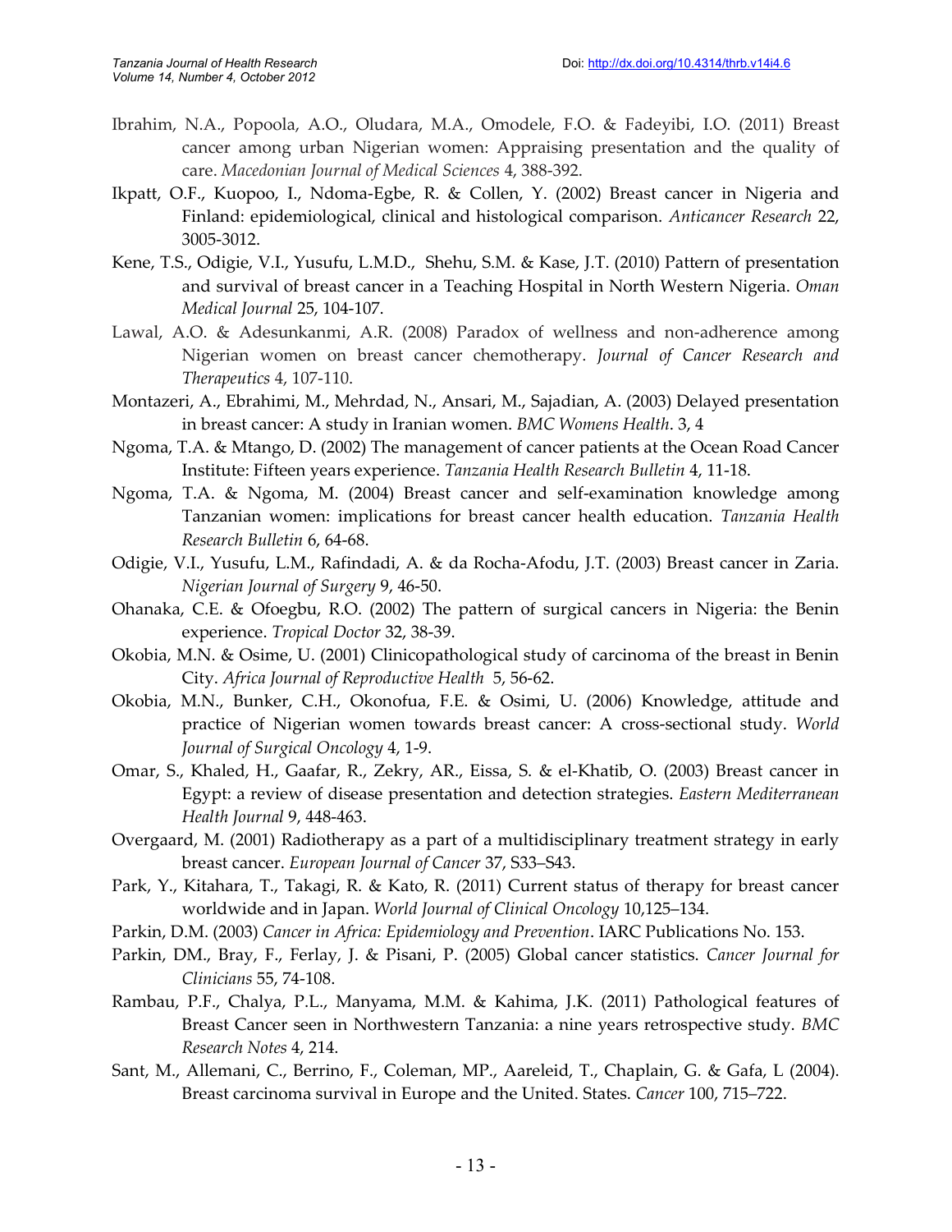Ibrahim, N.A., Popoola, A.O., Oludara, M.A., Omodele, F.O. & Fadeyibi, I.O. (2011) Breast cancer among urban Nigerian women: Appraising presentation and the quality of care. *Macedonian Journal of Medical Sciences* 4, 388-392.

Ikpatt, O.F., Kuopoo, I., Ndoma-Egbe, R. & Collen, Y. (2002) Breast cancer in Nigeria and Finland: epidemiological, clinical and histological comparison. *Anticancer Research* 22, 3005-3012.

Kene, T.S., Odigie, V.I., Yusufu, L.M.D., Shehu, S.M. & Kase, J.T. (2010) Pattern of presentation and survival of breast cancer in a Teaching Hospital in North Western Nigeria. *Oman Medical Journal* 25, 104-107.

Lawal, A.O. & Adesunkanmi, A.R. (2008) Paradox of wellness and non-adherence among Nigerian women on breast cancer chemotherapy. *Journal of Cancer Research and Therapeutics* 4, 107-110.

Montazeri, A., Ebrahimi, M., Mehrdad, N., Ansari, M., Sajadian, A. (2003) Delayed presentation in breast cancer: A study in Iranian women. *BMC Womens Health*. 3, 4

Ngoma, T.A. & Mtango, D. (2002) The management of cancer patients at the Ocean Road Cancer Institute: Fifteen years experience. *Tanzania Health Research Bulletin* 4, 11-18.

Ngoma, T.A. & Ngoma, M. (2004) Breast cancer and self-examination knowledge among Tanzanian women: implications for breast cancer health education. *Tanzania Health Research Bulletin* 6, 64-68.

Odigie, V.I., Yusufu, L.M., Rafindadi, A. & da Rocha-Afodu, J.T. (2003) Breast cancer in Zaria. *Nigerian Journal of Surgery* 9, 46-50.

Ohanaka, C.E. & Ofoegbu, R.O. (2002) The pattern of surgical cancers in Nigeria: the Benin experience. *Tropical Doctor* 32, 38-39.

Okobia, M.N. & Osime, U. (2001) Clinicopathological study of carcinoma of the breast in Benin City. *Africa Journal of Reproductive Health* 5, 56-62.

Okobia, M.N., Bunker, C.H., Okonofua, F.E. & Osimi, U. (2006) Knowledge, attitude and practice of Nigerian women towards breast cancer: A cross-sectional study. *World Journal of Surgical Oncology* 4, 1-9.

Omar, S., Khaled, H., Gaafar, R., Zekry, AR., Eissa, S. & el-Khatib, O. (2003) Breast cancer in Egypt: a review of disease presentation and detection strategies. *Eastern Mediterranean Health Journal* 9, 448-463.

Overgaard, M. (2001) Radiotherapy as a part of a multidisciplinary treatment strategy in early breast cancer. *European Journal of Cancer* 37, S33–S43.

Park, Y., Kitahara, T., Takagi, R. & Kato, R. (2011) Current status of therapy for breast cancer worldwide and in Japan. *World Journal of Clinical Oncology* 10,125–134.

Parkin, D.M. (2003) *Cancer in Africa: Epidemiology and Prevention*. IARC Publications No. 153.

Parkin, DM., Bray, F., Ferlay, J. & Pisani, P. (2005) Global cancer statistics. *Cancer Journal for Clinicians* 55, 74-108.

Rambau, P.F., Chalya, P.L., Manyama, M.M. & Kahima, J.K. (2011) Pathological features of Breast Cancer seen in Northwestern Tanzania: a nine years retrospective study. *BMC Research Notes* 4, 214.

Sant, M., Allemani, C., Berrino, F., Coleman, MP., Aareleid, T., Chaplain, G. & Gafa, L (2004). Breast carcinoma survival in Europe and the United. States. *Cancer* 100, 715–722.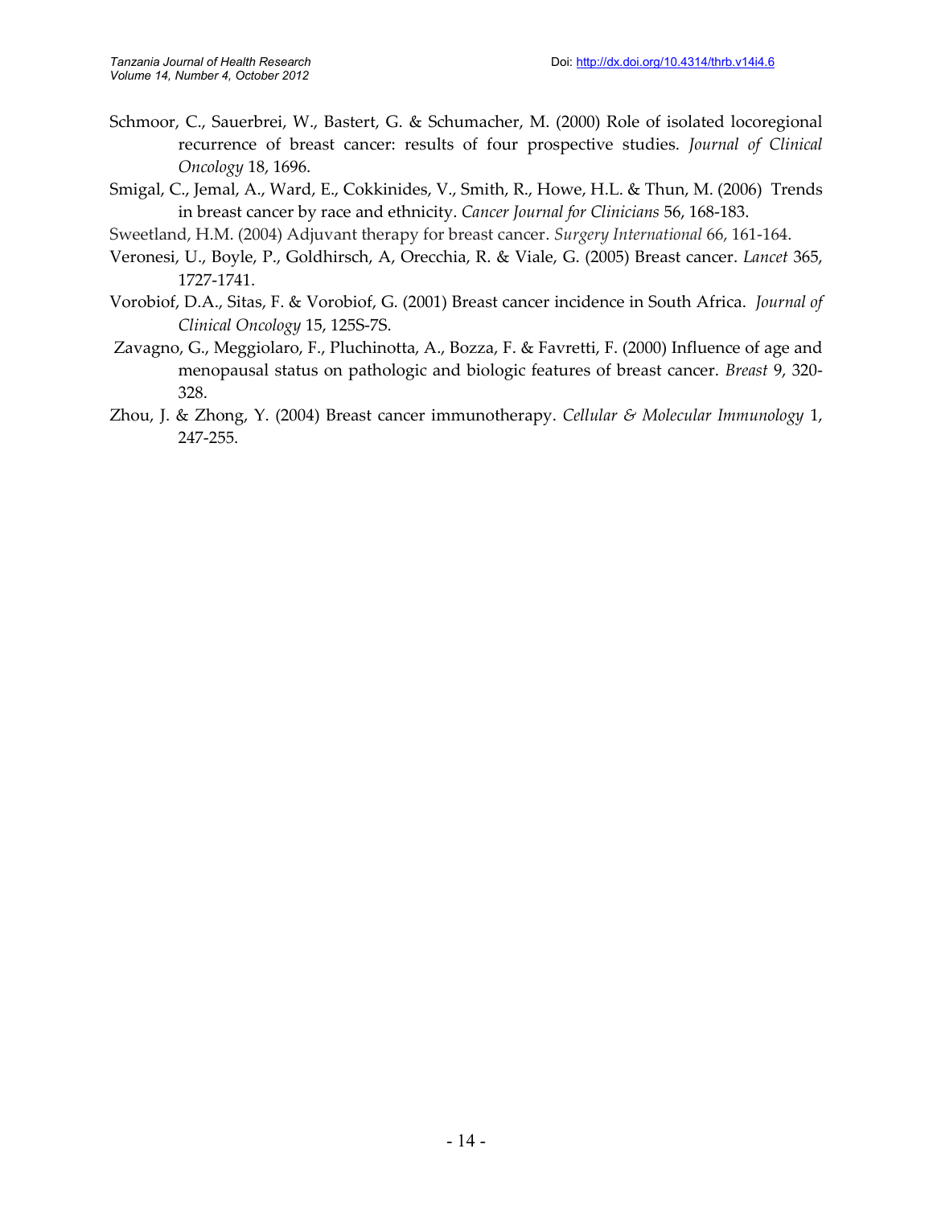Schmoor, C., Sauerbrei, W., Bastert, G. & Schumacher, M. (2000) Role of isolated locoregional recurrence of breast cancer: results of four prospective studies. *Journal of Clinical Oncology* 18, 1696.

Smigal, C., Jemal, A., Ward, E., Cokkinides, V., Smith, R., Howe, H.L. & Thun, M. (2006) Trends in breast cancer by race and ethnicity. *Cancer Journal for Clinicians* 56, 168-183.

Sweetland, H.M. (2004) Adjuvant therapy for breast cancer. *Surgery International* 66, 161-164.

Veronesi, U., Boyle, P., Goldhirsch, A, Orecchia, R. & Viale, G. (2005) Breast cancer. *Lancet* 365, 1727-1741.

Vorobiof, D.A., Sitas, F. & Vorobiof, G. (2001) Breast cancer incidence in South Africa. *Journal of Clinical Oncology* 15, 125S-7S.

Zavagno, G., Meggiolaro, F., Pluchinotta, A., Bozza, F. & Favretti, F. (2000) Influence of age and menopausal status on pathologic and biologic features of breast cancer. *Breast* 9, 320-328.

Zhou, J. & Zhong, Y. (2004) Breast cancer immunotherapy. *Cellular & Molecular Immunology* 1, 247-255.